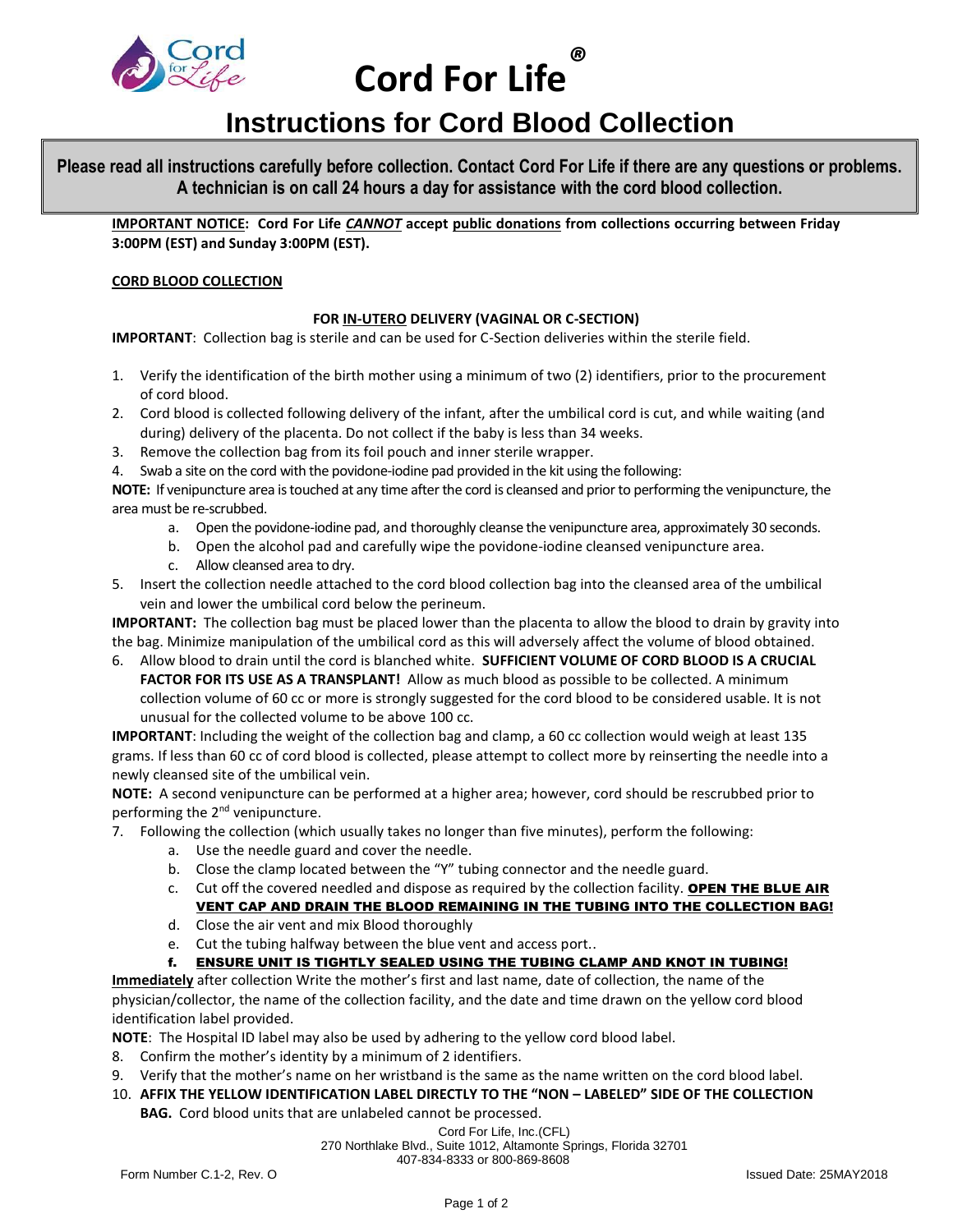# Cord For Life®

## Instructions for Cord Blood Collection

**Please read all instructions carefully before collection. Contact Cord For Life if there are any questions or problems. A technician is on call 24 hours a day for assistance with the cord blood collection.**

**IMPORTANT NOTICE: Cord For Life *CANNOT* accept public donations from collections occurring between Friday 3:00PM (EST) and Sunday 3:00PM (EST).**

**CORD BLOOD COLLECTION**

**FOR IN-UTERO DELIVERY (VAGINAL OR C-SECTION)**

**IMPORTANT**: Collection bag is sterile and can be used for C-Section deliveries within the sterile field.

1. Verify the identification of the birth mother using a minimum of two (2) identifiers, prior to the procurement of cord blood.
2. Cord blood is collected following delivery of the infant, after the umbilical cord is cut, and while waiting (and during) delivery of the placenta. Do not collect if the baby is less than 34 weeks.
3. Remove the collection bag from its foil pouch and inner sterile wrapper.
4. Swab a site on the cord with the povidone-iodine pad provided in the kit using the following:

   **NOTE:** If venipuncture area is touched at any time after the cord is cleansed and prior to performing the venipuncture, the area must be re-scrubbed.

   a. Open the povidone-iodine pad, and thoroughly cleanse the venipuncture area, approximately 30 seconds.
   b. Open the alcohol pad and carefully wipe the povidone-iodine cleansed venipuncture area.
   c. Allow cleansed area to dry.
5. Insert the collection needle attached to the cord blood collection bag into the cleansed area of the umbilical vein and lower the umbilical cord below the perineum.

   **IMPORTANT:** The collection bag must be placed lower than the placenta to allow the blood to drain by gravity into the bag. Minimize manipulation of the umbilical cord as this will adversely affect the volume of blood obtained.
6. Allow blood to drain until the cord is blanched white. **SUFFICIENT VOLUME OF CORD BLOOD IS A CRUCIAL FACTOR FOR ITS USE AS A TRANSPLANT!** Allow as much blood as possible to be collected. A minimum collection volume of 60 cc or more is strongly suggested for the cord blood to be considered usable. It is not unusual for the collected volume to be above 100 cc.

   **IMPORTANT**: Including the weight of the collection bag and clamp, a 60 cc collection would weigh at least 135 grams. If less than 60 cc of cord blood is collected, please attempt to collect more by reinserting the needle into a newly cleansed site of the umbilical vein.

   **NOTE:** A second venipuncture can be performed at a higher area; however, cord should be rescrubbed prior to performing the 2nd venipuncture.
7. Following the collection (which usually takes no longer than five minutes), perform the following:
   a. Use the needle guard and cover the needle.
   b. Close the clamp located between the "Y" tubing connector and the needle guard.
   c. Cut off the covered needled and dispose as required by the collection facility. **OPEN THE BLUE AIR VENT CAP AND DRAIN THE BLOOD REMAINING IN THE TUBING INTO THE COLLECTION BAG!**
   d. Close the air vent and mix Blood thoroughly
   e. Cut the tubing halfway between the blue vent and access port..
   f. **ENSURE UNIT IS TIGHTLY SEALED USING THE TUBING CLAMP AND KNOT IN TUBING!**

   **Immediately** after collection Write the mother's first and last name, date of collection, the name of the physician/collector, the name of the collection facility, and the date and time drawn on the yellow cord blood identification label provided.

   **NOTE**: The Hospital ID label may also be used by adhering to the yellow cord blood label.
8. Confirm the mother's identity by a minimum of 2 identifiers.
9. Verify that the mother's name on her wristband is the same as the name written on the cord blood label.
10. **AFFIX THE YELLOW IDENTIFICATION LABEL DIRECTLY TO THE "NON – LABELED" SIDE OF THE COLLECTION BAG.** Cord blood units that are unlabeled cannot be processed.

Cord For Life, Inc.(CFL)
270 Northlake Blvd., Suite 1012, Altamonte Springs, Florida 32701
407-834-8333 or 800-869-8608

Form Number C.1-2, Rev. O

Issued Date: 25MAY2018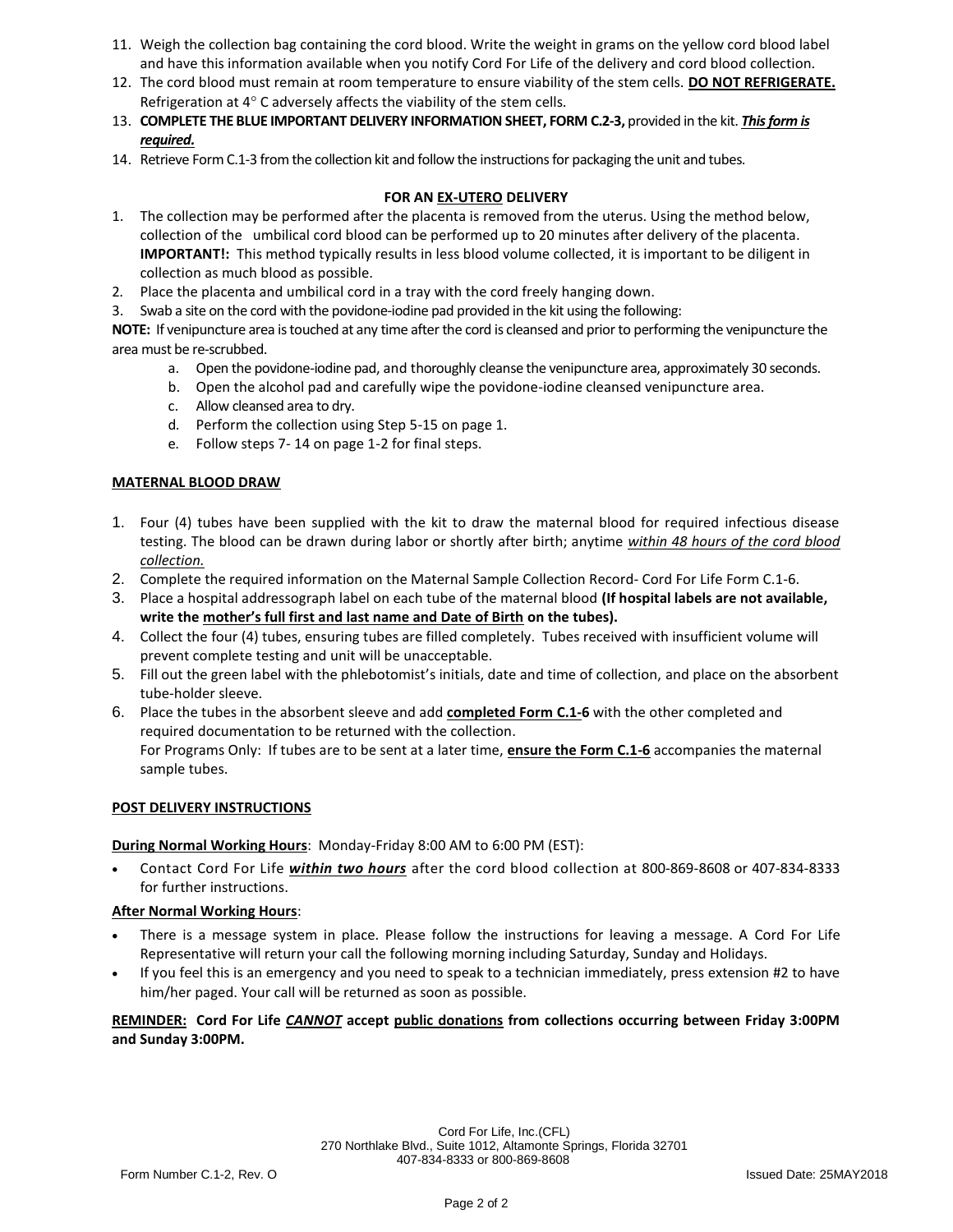11. Weigh the collection bag containing the cord blood. Write the weight in grams on the yellow cord blood label and have this information available when you notify Cord For Life of the delivery and cord blood collection.
12. The cord blood must remain at room temperature to ensure viability of the stem cells. **DO NOT REFRIGERATE.** Refrigeration at 4° C adversely affects the viability of the stem cells.
13. **COMPLETE THE BLUE IMPORTANT DELIVERY INFORMATION SHEET, FORM C.2-3,** provided in the kit. ***This form is required.***
14. Retrieve Form C.1-3 from the collection kit and follow the instructions for packaging the unit and tubes.

**FOR AN EX-UTERO DELIVERY**

1. The collection may be performed after the placenta is removed from the uterus. Using the method below, collection of the umbilical cord blood can be performed up to 20 minutes after delivery of the placenta. **IMPORTANT!:** This method typically results in less blood volume collected, it is important to be diligent in collection as much blood as possible.
2. Place the placenta and umbilical cord in a tray with the cord freely hanging down.
3. Swab a site on the cord with the povidone-iodine pad provided in the kit using the following:

**NOTE:** If venipuncture area is touched at any time after the cord is cleansed and prior to performing the venipuncture the area must be re-scrubbed.

   a. Open the povidone-iodine pad, and thoroughly cleanse the venipuncture area, approximately 30 seconds.
   b. Open the alcohol pad and carefully wipe the povidone-iodine cleansed venipuncture area.
   c. Allow cleansed area to dry.
   d. Perform the collection using Step 5-15 on page 1.
   e. Follow steps 7- 14 on page 1-2 for final steps.

**MATERNAL BLOOD DRAW**

1. Four (4) tubes have been supplied with the kit to draw the maternal blood for required infectious disease testing. The blood can be drawn during labor or shortly after birth; anytime *within 48 hours of the cord blood collection.*
2. Complete the required information on the Maternal Sample Collection Record- Cord For Life Form C.1-6.
3. Place a hospital addressograph label on each tube of the maternal blood **(If hospital labels are not available, write the mother's full first and last name and Date of Birth on the tubes).**
4. Collect the four (4) tubes, ensuring tubes are filled completely. Tubes received with insufficient volume will prevent complete testing and unit will be unacceptable.
5. Fill out the green label with the phlebotomist's initials, date and time of collection, and place on the absorbent tube-holder sleeve.
6. Place the tubes in the absorbent sleeve and add **completed Form C.1-6** with the other completed and required documentation to be returned with the collection.
   For Programs Only: If tubes are to be sent at a later time, **ensure the Form C.1-6** accompanies the maternal sample tubes.

**POST DELIVERY INSTRUCTIONS**

**During Normal Working Hours**: Monday-Friday 8:00 AM to 6:00 PM (EST):

- Contact Cord For Life ***within two hours*** after the cord blood collection at 800-869-8608 or 407-834-8333 for further instructions.

**After Normal Working Hours**:

- There is a message system in place. Please follow the instructions for leaving a message. A Cord For Life Representative will return your call the following morning including Saturday, Sunday and Holidays.
- If you feel this is an emergency and you need to speak to a technician immediately, press extension #2 to have him/her paged. Your call will be returned as soon as possible.

**REMINDER: Cord For Life *CANNOT* accept public donations from collections occurring between Friday 3:00PM and Sunday 3:00PM.**

Cord For Life, Inc.(CFL)
270 Northlake Blvd., Suite 1012, Altamonte Springs, Florida 32701
407-834-8333 or 800-869-8608

Form Number C.1-2, Rev. O

Issued Date: 25MAY2018